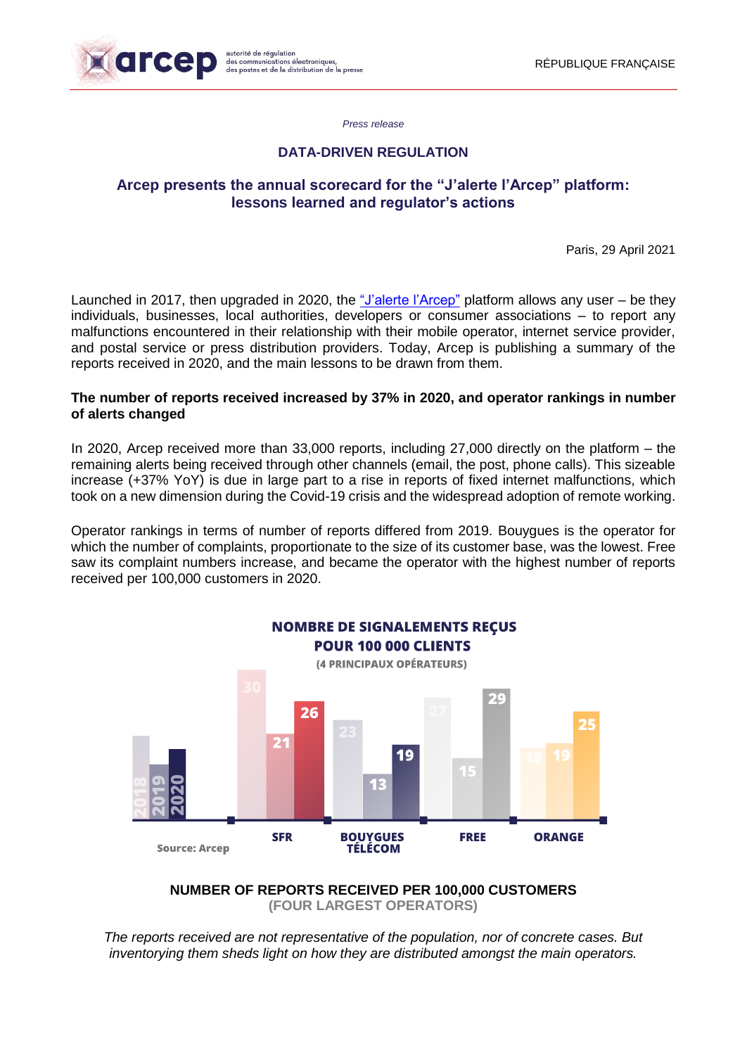*Press release*

**DATA-DRIVEN REGULATION**

# Arcep presents the annual scorecard for the "J'alerte l'Arcep" platform: lessons learned and regulator's actions

Paris, 29 April 2021

Launched in 2017, then upgraded in 2020, the "J'alerte l'Arcep" platform allows any user – be they individuals, businesses, local authorities, developers or consumer associations – to report any malfunctions encountered in their relationship with their mobile operator, internet service provider, and postal service or press distribution providers. Today, Arcep is publishing a summary of the reports received in 2020, and the main lessons to be drawn from them.

**The number of reports received increased by 37% in 2020, and operator rankings in number of alerts changed**

In 2020, Arcep received more than 33,000 reports, including 27,000 directly on the platform – the remaining alerts being received through other channels (email, the post, phone calls). This sizeable increase (+37% YoY) is due in large part to a rise in reports of fixed internet malfunctions, which took on a new dimension during the Covid-19 crisis and the widespread adoption of remote working.

Operator rankings in terms of number of reports differed from 2019. Bouygues is the operator for which the number of complaints, proportionate to the size of its customer base, was the lowest. Free saw its complaint numbers increase, and became the operator with the highest number of reports received per 100,000 customers in 2020.

**NOMBRE DE SIGNALEMENTS REÇUS POUR 100 000 CLIENTS**
(4 PRINCIPAUX OPÉRATEURS)

| | 2018 | 2019 | 2020 |
|---|---|---|---|
| SFR | 30 | 21 | 26 |
| BOUYGUES TÉLÉCOM | 23 | 13 | 19 |
| FREE | 27 | 15 | 29 |
| ORANGE | 18 | 19 | 25 |

Source: Arcep

**NUMBER OF REPORTS RECEIVED PER 100,000 CUSTOMERS**
**(FOUR LARGEST OPERATORS)**

*The reports received are not representative of the population, nor of concrete cases. But inventorying them sheds light on how they are distributed amongst the main operators.*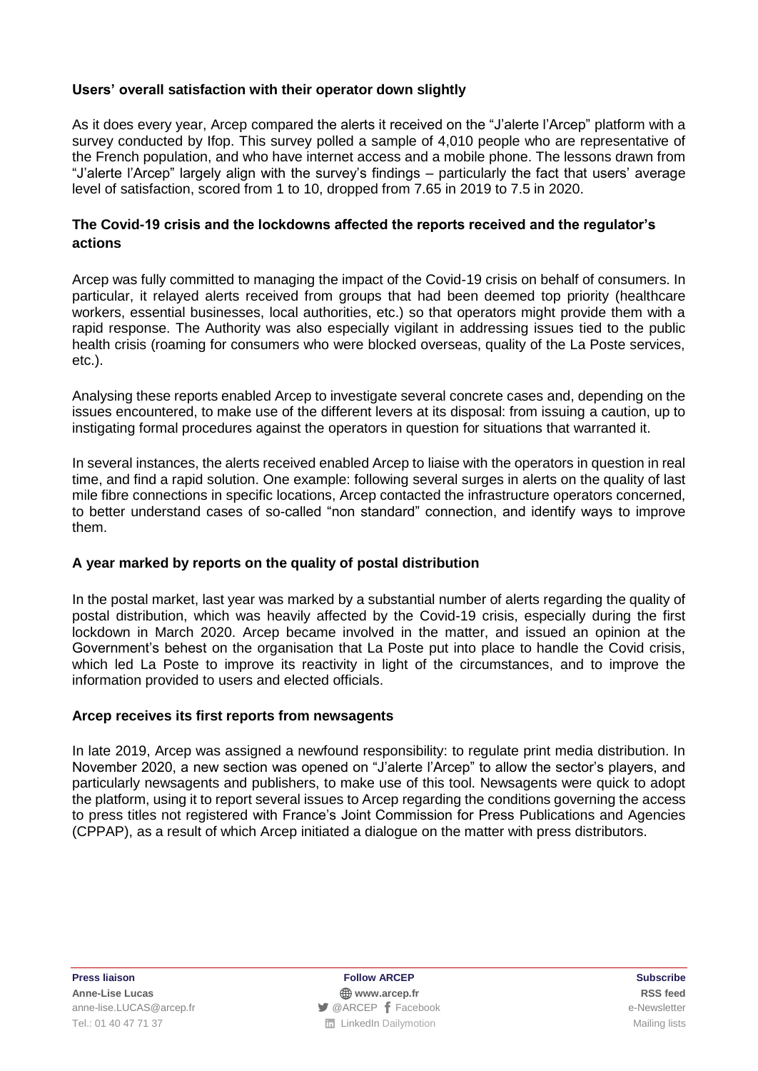**Users' overall satisfaction with their operator down slightly**

As it does every year, Arcep compared the alerts it received on the "J'alerte l'Arcep" platform with a survey conducted by Ifop. This survey polled a sample of 4,010 people who are representative of the French population, and who have internet access and a mobile phone. The lessons drawn from "J'alerte l'Arcep" largely align with the survey's findings – particularly the fact that users' average level of satisfaction, scored from 1 to 10, dropped from 7.65 in 2019 to 7.5 in 2020.

**The Covid-19 crisis and the lockdowns affected the reports received and the regulator's actions**

Arcep was fully committed to managing the impact of the Covid-19 crisis on behalf of consumers. In particular, it relayed alerts received from groups that had been deemed top priority (healthcare workers, essential businesses, local authorities, etc.) so that operators might provide them with a rapid response. The Authority was also especially vigilant in addressing issues tied to the public health crisis (roaming for consumers who were blocked overseas, quality of the La Poste services, etc.).

Analysing these reports enabled Arcep to investigate several concrete cases and, depending on the issues encountered, to make use of the different levers at its disposal: from issuing a caution, up to instigating formal procedures against the operators in question for situations that warranted it.

In several instances, the alerts received enabled Arcep to liaise with the operators in question in real time, and find a rapid solution. One example: following several surges in alerts on the quality of last mile fibre connections in specific locations, Arcep contacted the infrastructure operators concerned, to better understand cases of so-called "non standard" connection, and identify ways to improve them.

**A year marked by reports on the quality of postal distribution**

In the postal market, last year was marked by a substantial number of alerts regarding the quality of postal distribution, which was heavily affected by the Covid-19 crisis, especially during the first lockdown in March 2020. Arcep became involved in the matter, and issued an opinion at the Government's behest on the organisation that La Poste put into place to handle the Covid crisis, which led La Poste to improve its reactivity in light of the circumstances, and to improve the information provided to users and elected officials.

**Arcep receives its first reports from newsagents**

In late 2019, Arcep was assigned a newfound responsibility: to regulate print media distribution. In November 2020, a new section was opened on "J'alerte l'Arcep" to allow the sector's players, and particularly newsagents and publishers, to make use of this tool. Newsagents were quick to adopt the platform, using it to report several issues to Arcep regarding the conditions governing the access to press titles not registered with France's Joint Commission for Press Publications and Agencies (CPPAP), as a result of which Arcep initiated a dialogue on the matter with press distributors.

| **Press liaison** | **Follow ARCEP** | **Subscribe** |
|---|---|---|
| **Anne-Lise Lucas** | **www.arcep.fr** | **RSS feed** |
| anne-lise.LUCAS@arcep.fr | @ARCEP Facebook | e-Newsletter |
| Tel.: 01 40 47 71 37 | LinkedIn Dailymotion | Mailing lists |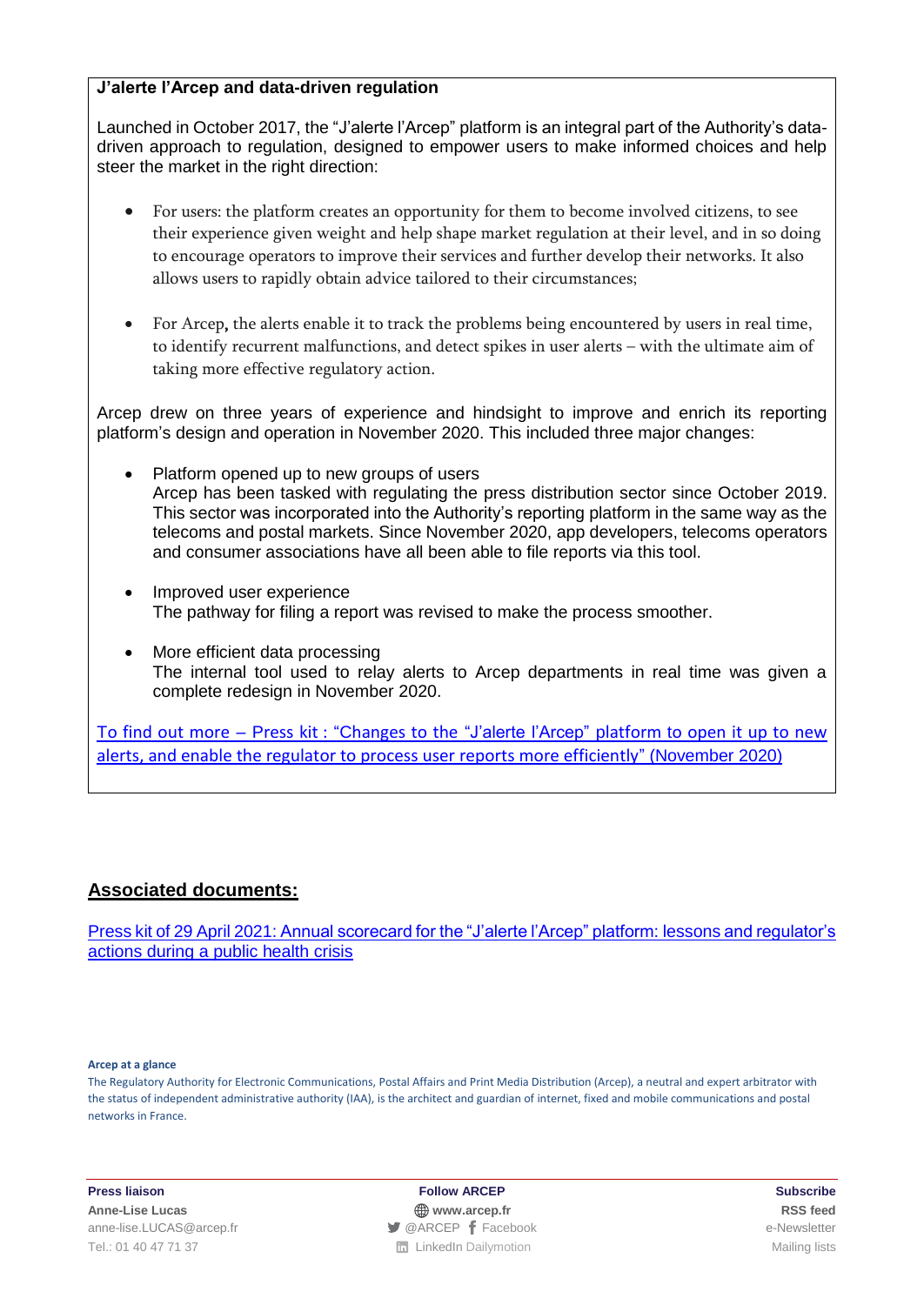**J'alerte l'Arcep and data-driven regulation**

Launched in October 2017, the "J'alerte l'Arcep" platform is an integral part of the Authority's data-driven approach to regulation, designed to empower users to make informed choices and help steer the market in the right direction:

- For users: the platform creates an opportunity for them to become involved citizens, to see their experience given weight and help shape market regulation at their level, and in so doing to encourage operators to improve their services and further develop their networks. It also allows users to rapidly obtain advice tailored to their circumstances;

- For Arcep, the alerts enable it to track the problems being encountered by users in real time, to identify recurrent malfunctions, and detect spikes in user alerts – with the ultimate aim of taking more effective regulatory action.

Arcep drew on three years of experience and hindsight to improve and enrich its reporting platform's design and operation in November 2020. This included three major changes:

- Platform opened up to new groups of users
  Arcep has been tasked with regulating the press distribution sector since October 2019. This sector was incorporated into the Authority's reporting platform in the same way as the telecoms and postal markets. Since November 2020, app developers, telecoms operators and consumer associations have all been able to file reports via this tool.

- Improved user experience
  The pathway for filing a report was revised to make the process smoother.

- More efficient data processing
  The internal tool used to relay alerts to Arcep departments in real time was given a complete redesign in November 2020.

To find out more – Press kit : "Changes to the "J'alerte l'Arcep" platform to open it up to new alerts, and enable the regulator to process user reports more efficiently" (November 2020)

## Associated documents:

Press kit of 29 April 2021: Annual scorecard for the "J'alerte l'Arcep" platform: lessons and regulator's actions during a public health crisis

**Arcep at a glance**

The Regulatory Authority for Electronic Communications, Postal Affairs and Print Media Distribution (Arcep), a neutral and expert arbitrator with the status of independent administrative authority (IAA), is the architect and guardian of internet, fixed and mobile communications and postal networks in France.

**Press liaison**
Anne-Lise Lucas
anne-lise.LUCAS@arcep.fr
Tel.: 01 40 47 71 37

**Follow ARCEP**
www.arcep.fr
@ARCEP Facebook
LinkedIn Dailymotion

**Subscribe**
RSS feed
e-Newsletter
Mailing lists